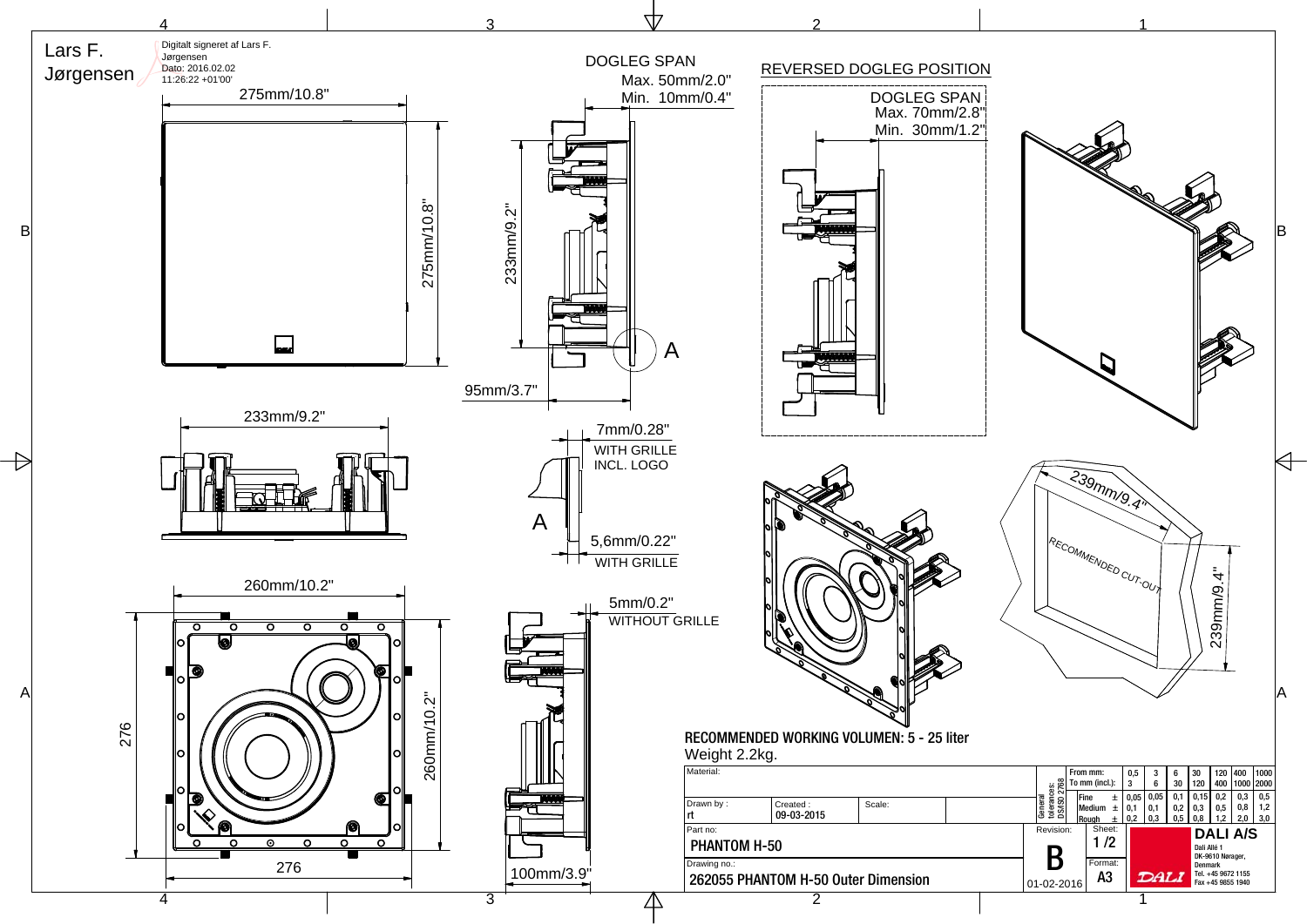Lars F. Jørgensen

Digitalt signeret af Lars F. Jørgensen
Dato: 2016.02.02 11:26:22 +01'00'

275mm/10.8"

275mm/10.8"

DOGLEG SPAN
Max. 50mm/2.0"
Min. 10mm/0.4"

233mm/9.2"

A

95mm/3.7"

REVERSED DOGLEG POSITION

DOGLEG SPAN
Max. 70mm/2.8"
Min. 30mm/1.2"

233mm/9.2"

7mm/0.28"
WITH GRILLE
INCL. LOGO

A

5,6mm/0.22"
WITH GRILLE

260mm/10.2"

5mm/0.2"
WITHOUT GRILLE

276

260mm/10.2"

276

100mm/3.9"

239mm/9.4"

RECOMMENDED CUT-OUT

239mm/9.4"

**RECOMMENDED WORKING VOLUMEN: 5 - 25 liter**

Weight 2.2kg.

| Material: | | | |
|---|---|---|---|
| Drawn by : rt | Created : 09-03-2015 | Scale: | |
| Part no: **PHANTOM H-50** | | | |
| Drawing no.: **262055 PHANTOM H-50 Outer Dimension** | | | |

| General tolerances: DS/ISO 2768 | From mm: / To mm (incl.): | 0,5 / 3 | 3 / 6 | 6 / 30 | 30 / 120 | 120 / 400 | 400 / 1000 | 1000 / 2000 |
|---|---|---|---|---|---|---|---|---|
| | Fine ± | 0,05 | 0,05 | 0,1 | 0,15 | 0,2 | 0,3 | 0,5 |
| | Medium ± | 0,1 | 0,1 | 0,2 | 0,3 | 0,5 | 0,8 | 1,2 |
| | Rough ± | 0,2 | 0,3 | 0,5 | 0,8 | 1,2 | 2,0 | 3,0 |

Revision: **B** 01-02-2016

Sheet: 1 /2

Format: A3

**DALI A/S**
Dali Allé 1
DK-9610 Nørager,
Denmark
Tel. +45 9672 1155
Fax +45 9855 1940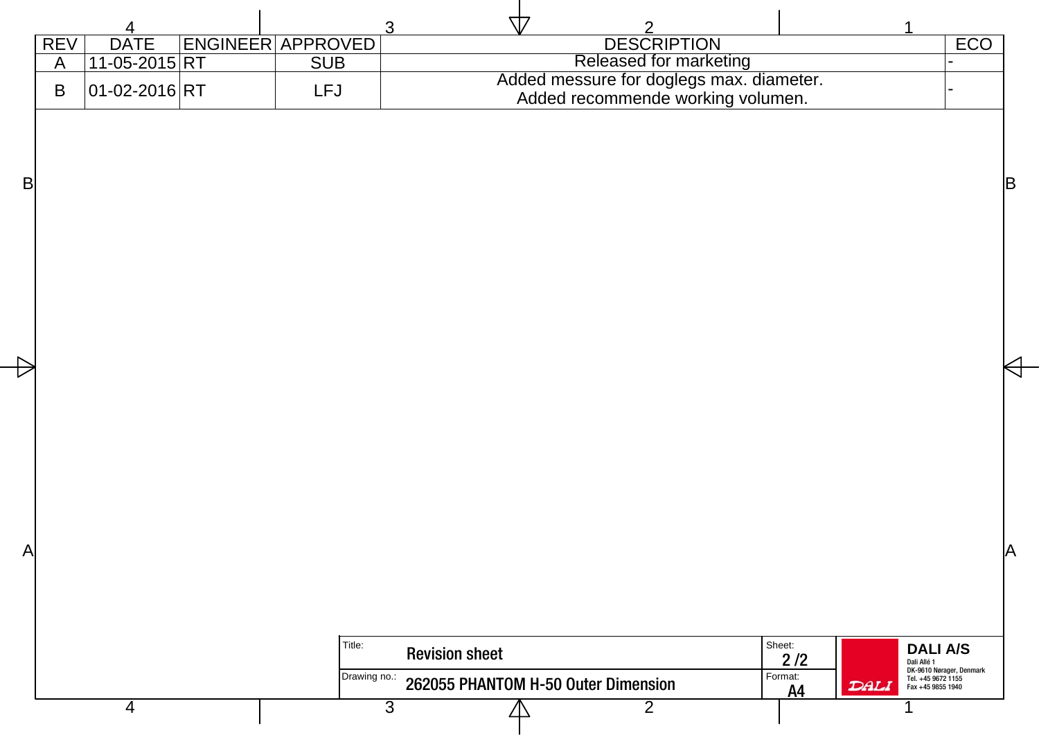| REV | DATE | ENGINEER | APPROVED | DESCRIPTION | ECO |
|---|---|---|---|---|---|
| A | 11-05-2015 | RT | SUB | Released for marketing | - |
| B | 01-02-2016 | RT | LFJ | Added messure for doglegs max. diameter.<br>Added recommende working volumen. | - |

| | | | |
|---|---|---|---|
| Title: | Revision sheet | Sheet: | 2 /2 |
| Drawing no.: | 262055 PHANTOM H-50 Outer Dimension | Format: | A4 |

**DALI A/S**
Dali Allé 1
DK-9610 Nørager, Denmark
Tel. +45 9672 1155
Fax +45 9855 1940